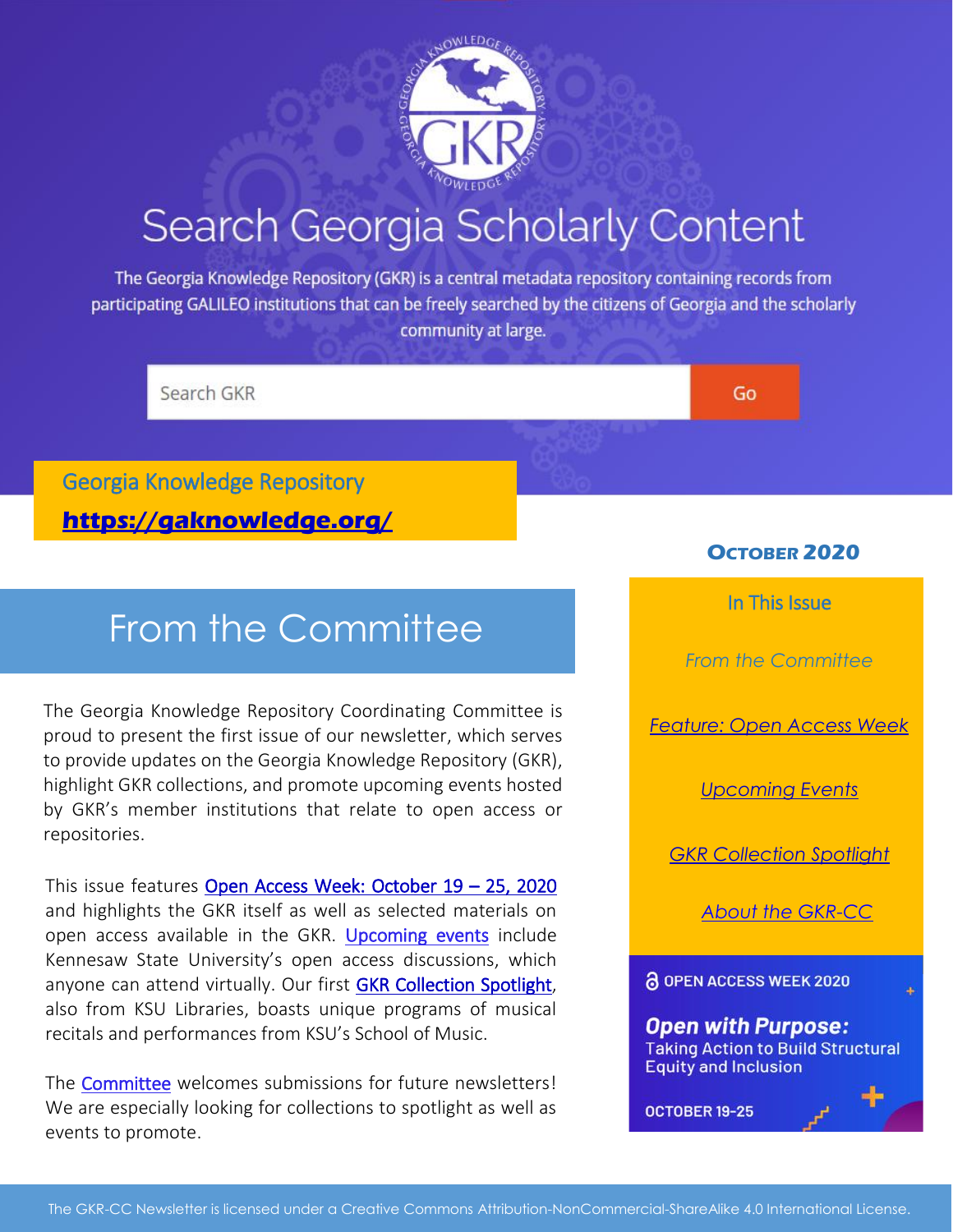# Search Georgia Scholarly Content

The Georgia Knowledge Repository (GKR) is a central metadata repository containing records from participating GALILEO institutions that can be freely searched by the citizens of Georgia and the scholarly community at large.

Search GKR | Go

Georgia Knowledge Repository

**https://gaknowledge.org/**

**OCTOBER 2020**

## From the Committee

The Georgia Knowledge Repository Coordinating Committee is proud to present the first issue of our newsletter, which serves to provide updates on the Georgia Knowledge Repository (GKR), highlight GKR collections, and promote upcoming events hosted by GKR's member institutions that relate to open access or repositories.

This issue features Open Access Week: October 19 – 25, 2020 and highlights the GKR itself as well as selected materials on open access available in the GKR. Upcoming events include Kennesaw State University's open access discussions, which anyone can attend virtually. Our first GKR Collection Spotlight, also from KSU Libraries, boasts unique programs of musical recitals and performances from KSU's School of Music.

The Committee welcomes submissions for future newsletters! We are especially looking for collections to spotlight as well as events to promote.

### In This Issue

*From the Committee*

*Feature: Open Access Week*

*Upcoming Events*

*GKR Collection Spotlight*

*About the GKR-CC*

OPEN ACCESS WEEK 2020

***Open with Purpose:***
Taking Action to Build Structural Equity and Inclusion

OCTOBER 19-25

The GKR-CC Newsletter is licensed under a Creative Commons Attribution-NonCommercial-ShareAlike 4.0 International License.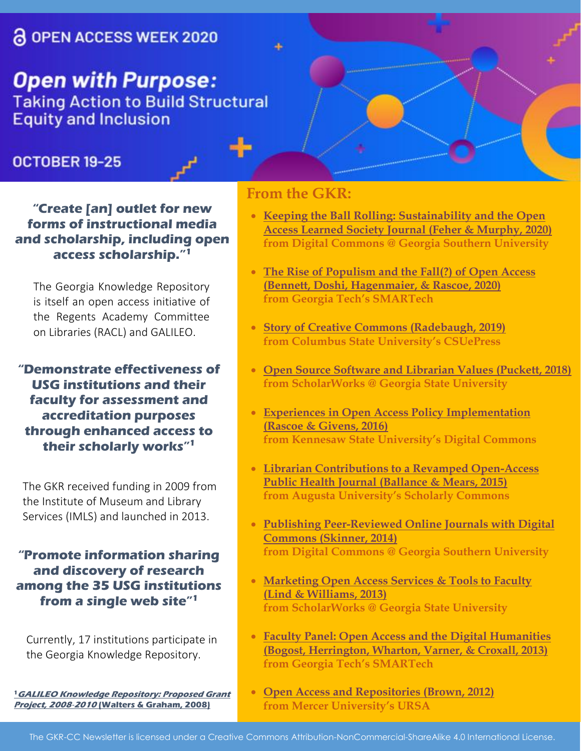# OPEN ACCESS WEEK 2020

## Open with Purpose:

Taking Action to Build Structural Equity and Inclusion

OCTOBER 19-25

**"Create [an] outlet for new forms of instructional media and scholarship, including open access scholarship."[1]**

The Georgia Knowledge Repository is itself an open access initiative of the Regents Academy Committee on Libraries (RACL) and GALILEO.

**"Demonstrate effectiveness of USG institutions and their faculty for assessment and accreditation purposes through enhanced access to their scholarly works"[1]**

The GKR received funding in 2009 from the Institute of Museum and Library Services (IMLS) and launched in 2013.

**"Promote information sharing and discovery of research among the 35 USG institutions from a single web site"[1]**

Currently, 17 institutions participate in the Georgia Knowledge Repository.

[1] ***GALILEO Knowledge Repository: Proposed Grant Project, 2008-2010*** **(Walters & Graham, 2008)**

## From the GKR:

- **Keeping the Ball Rolling: Sustainability and the Open Access Learned Society Journal (Feher & Murphy, 2020)**
  **from Digital Commons @ Georgia Southern University**
- **The Rise of Populism and the Fall(?) of Open Access (Bennett, Doshi, Hagenmaier, & Rascoe, 2020)**
  **from Georgia Tech's SMARTech**
- **Story of Creative Commons (Radebaugh, 2019)**
  **from Columbus State University's CSUePress**
- **Open Source Software and Librarian Values (Puckett, 2018)**
  **from ScholarWorks @ Georgia State University**
- **Experiences in Open Access Policy Implementation (Rascoe & Givens, 2016)**
  **from Kennesaw State University's Digital Commons**
- **Librarian Contributions to a Revamped Open-Access Public Health Journal (Ballance & Mears, 2015)**
  **from Augusta University's Scholarly Commons**
- **Publishing Peer-Reviewed Online Journals with Digital Commons (Skinner, 2014)**
  **from Digital Commons @ Georgia Southern University**
- **Marketing Open Access Services & Tools to Faculty (Lind & Williams, 2013)**
  **from ScholarWorks @ Georgia State University**
- **Faculty Panel: Open Access and the Digital Humanities (Bogost, Herrington, Wharton, Varner, & Croxall, 2013)**
  **from Georgia Tech's SMARTech**
- **Open Access and Repositories (Brown, 2012)**
  **from Mercer University's URSA**

The GKR-CC Newsletter is licensed under a Creative Commons Attribution-NonCommercial-ShareAlike 4.0 International License.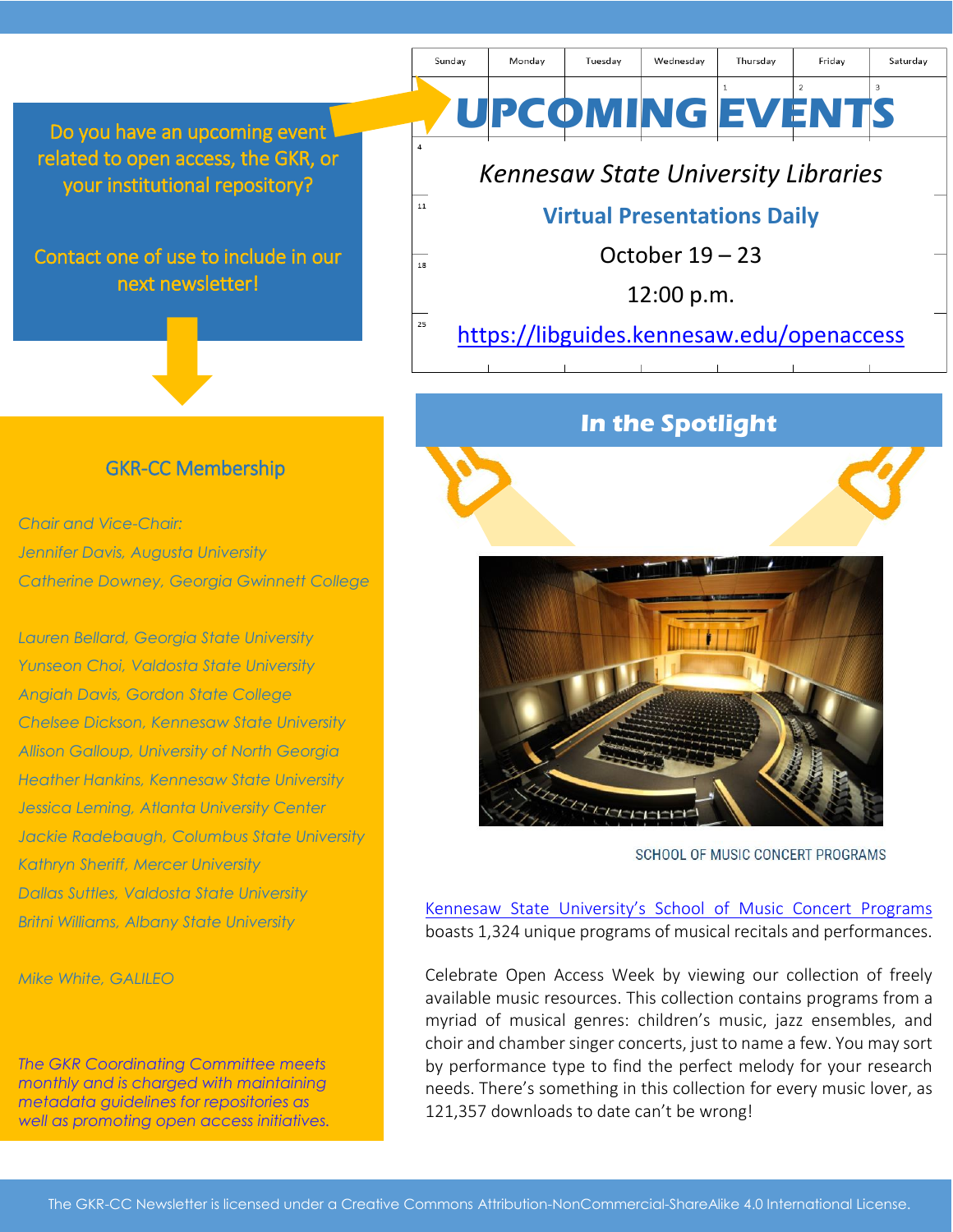Do you have an upcoming event related to open access, the GKR, or your institutional repository?

Contact one of use to include in our next newsletter!

## GKR-CC Membership

*Chair and Vice-Chair:*
*Jennifer Davis, Augusta University*
*Catherine Downey, Georgia Gwinnett College*

*Lauren Bellard, Georgia State University*
*Yunseon Choi, Valdosta State University*
*Angiah Davis, Gordon State College*
*Chelsee Dickson, Kennesaw State University*
*Allison Galloup, University of North Georgia*
*Heather Hankins, Kennesaw State University*
*Jessica Leming, Atlanta University Center*
*Jackie Radebaugh, Columbus State University*
*Kathryn Sheriff, Mercer University*
*Dallas Suttles, Valdosta State University*
*Britni Williams, Albany State University*

*Mike White, GALILEO*

*The GKR Coordinating Committee meets monthly and is charged with maintaining metadata guidelines for repositories as well as promoting open access initiatives.*

# UPCOMING EVENTS

*Kennesaw State University Libraries*

**Virtual Presentations Daily**

October 19 – 23

12:00 p.m.

https://libguides.kennesaw.edu/openaccess

## In the Spotlight

SCHOOL OF MUSIC CONCERT PROGRAMS

Kennesaw State University's School of Music Concert Programs boasts 1,324 unique programs of musical recitals and performances.

Celebrate Open Access Week by viewing our collection of freely available music resources. This collection contains programs from a myriad of musical genres: children's music, jazz ensembles, and choir and chamber singer concerts, just to name a few. You may sort by performance type to find the perfect melody for your research needs. There's something in this collection for every music lover, as 121,357 downloads to date can't be wrong!

The GKR-CC Newsletter is licensed under a Creative Commons Attribution-NonCommercial-ShareAlike 4.0 International License.